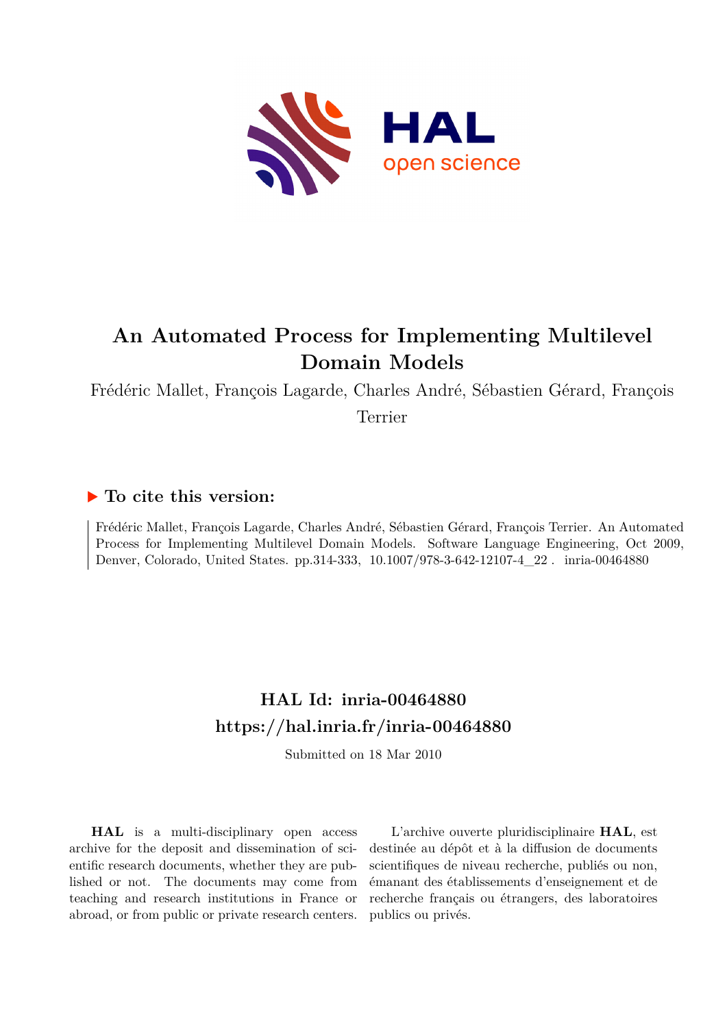# An Automated Process for Implementing Multilevel Domain Models

Frédéric Mallet, François Lagarde, Charles André, Sébastien Gérard, François Terrier

## ▶ To cite this version:

Frédéric Mallet, François Lagarde, Charles André, Sébastien Gérard, François Terrier. An Automated Process for Implementing Multilevel Domain Models. Software Language Engineering, Oct 2009, Denver, Colorado, United States. pp.314-333, 10.1007/978-3-642-12107-4_22. inria-00464880

## HAL Id: inria-00464880
## https://hal.inria.fr/inria-00464880

Submitted on 18 Mar 2010

**HAL** is a multi-disciplinary open access archive for the deposit and dissemination of scientific research documents, whether they are published or not. The documents may come from teaching and research institutions in France or abroad, or from public or private research centers.

L'archive ouverte pluridisciplinaire **HAL**, est destinée au dépôt et à la diffusion de documents scientifiques de niveau recherche, publiés ou non, émanant des établissements d'enseignement et de recherche français ou étrangers, des laboratoires publics ou privés.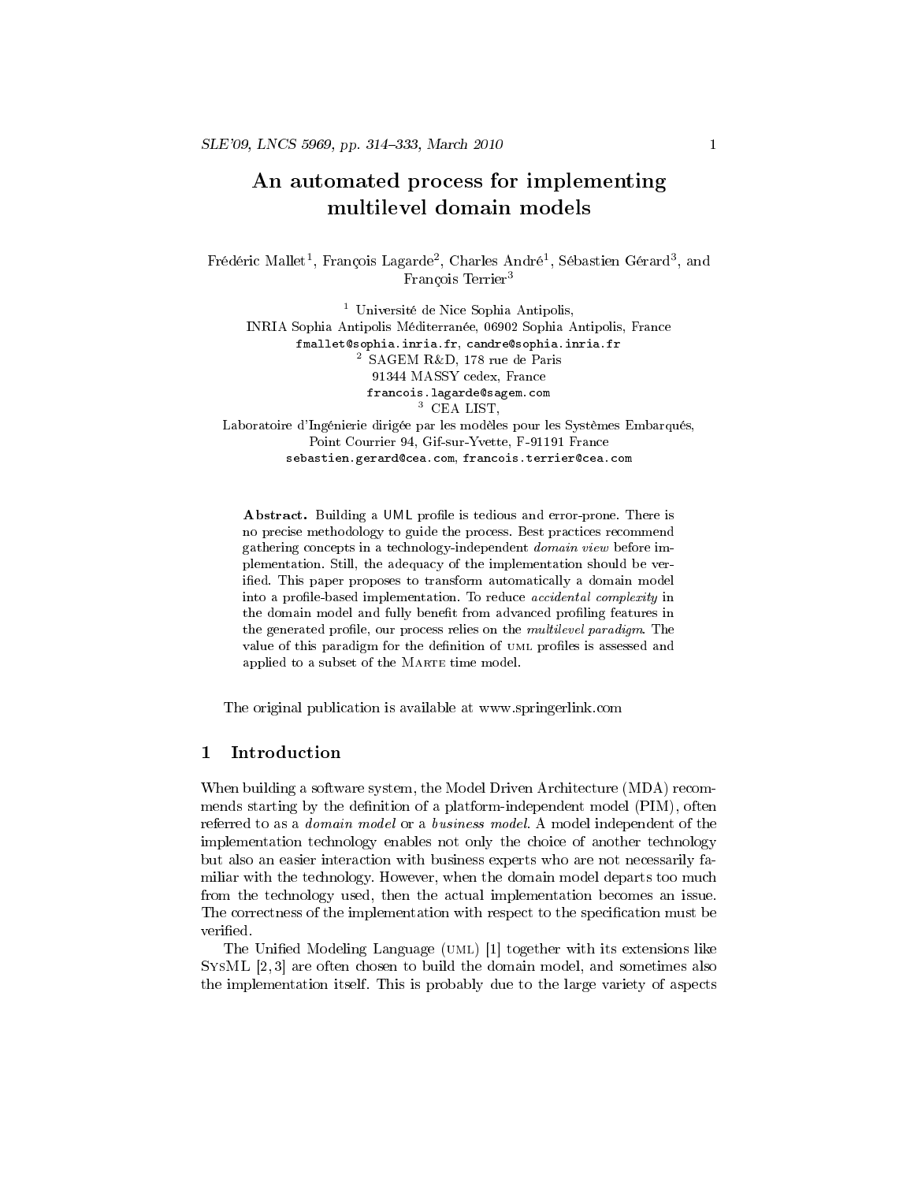# An automated process for implementing multilevel domain models

Frédéric Mallet[1], François Lagarde[2], Charles André[1], Sébastien Gérard[3], and François Terrier[3]

[1] Université de Nice Sophia Antipolis,
INRIA Sophia Antipolis Méditerranée, 06902 Sophia Antipolis, France
fmallet@sophia.inria.fr, candre@sophia.inria.fr

[2] SAGEM R&D, 178 rue de Paris
91344 MASSY cedex, France
francois.lagarde@sagem.com

[3] CEA LIST,
Laboratoire d'Ingénierie dirigée par les modèles pour les Systèmes Embarqués,
Point Courrier 94, Gif-sur-Yvette, F-91191 France
sebastien.gerard@cea.com, francois.terrier@cea.com

**Abstract.** Building a UML profile is tedious and error-prone. There is no precise methodology to guide the process. Best practices recommend gathering concepts in a technology-independent *domain view* before implementation. Still, the adequacy of the implementation should be verified. This paper proposes to transform automatically a domain model into a profile-based implementation. To reduce *accidental complexity* in the domain model and fully benefit from advanced profiling features in the generated profile, our process relies on the *multilevel paradigm*. The value of this paradigm for the definition of UML profiles is assessed and applied to a subset of the MARTE time model.

The original publication is available at www.springerlink.com

## 1 Introduction

When building a software system, the Model Driven Architecture (MDA) recommends starting by the definition of a platform-independent model (PIM), often referred to as a *domain model* or a *business model*. A model independent of the implementation technology enables not only the choice of another technology but also an easier interaction with business experts who are not necessarily familiar with the technology. However, when the domain model departs too much from the technology used, then the actual implementation becomes an issue. The correctness of the implementation with respect to the specification must be verified.

The Unified Modeling Language (UML) [1] together with its extensions like SYSML [2, 3] are often chosen to build the domain model, and sometimes also the implementation itself. This is probably due to the large variety of aspects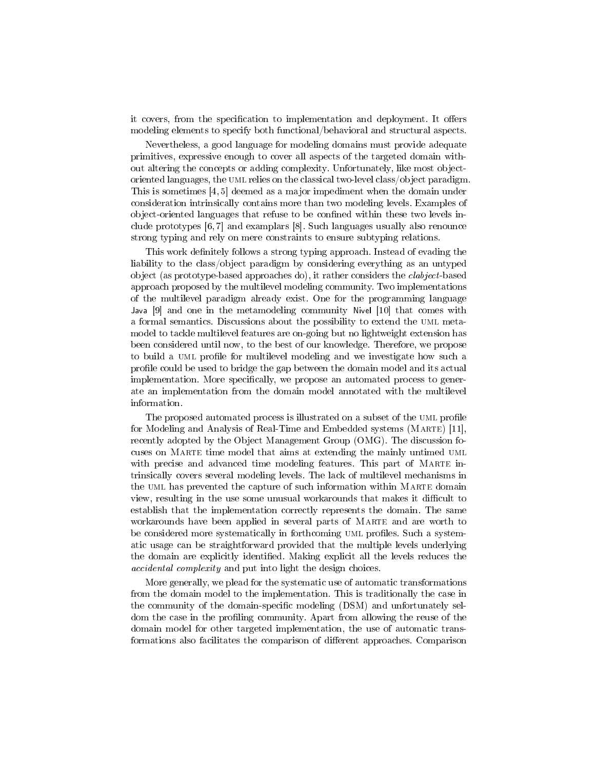it covers, from the specification to implementation and deployment. It offers modeling elements to specify both functional/behavioral and structural aspects.

Nevertheless, a good language for modeling domains must provide adequate primitives, expressive enough to cover all aspects of the targeted domain without altering the concepts or adding complexity. Unfortunately, like most object-oriented languages, the UML relies on the classical two-level class/object paradigm. This is sometimes [4, 5] deemed as a major impediment when the domain under consideration intrinsically contains more than two modeling levels. Examples of object-oriented languages that refuse to be confined within these two levels include prototypes [6, 7] and examplars [8]. Such languages usually also renounce strong typing and rely on mere constraints to ensure subtyping relations.

This work definitely follows a strong typing approach. Instead of evading the liability to the class/object paradigm by considering everything as an untyped object (as prototype-based approaches do), it rather considers the *clabject*-based approach proposed by the multilevel modeling community. Two implementations of the multilevel paradigm already exist. One for the programming language Java [9] and one in the metamodeling community Nivel [10] that comes with a formal semantics. Discussions about the possibility to extend the UML metamodel to tackle multilevel features are on-going but no lightweight extension has been considered until now, to the best of our knowledge. Therefore, we propose to build a UML profile for multilevel modeling and we investigate how such a profile could be used to bridge the gap between the domain model and its actual implementation. More specifically, we propose an automated process to generate an implementation from the domain model annotated with the multilevel information.

The proposed automated process is illustrated on a subset of the UML profile for Modeling and Analysis of Real-Time and Embedded systems (MARTE) [11], recently adopted by the Object Management Group (OMG). The discussion focuses on MARTE time model that aims at extending the mainly untimed UML with precise and advanced time modeling features. This part of MARTE intrinsically covers several modeling levels. The lack of multilevel mechanisms in the UML has prevented the capture of such information within MARTE domain view, resulting in the use some unusual workarounds that makes it difficult to establish that the implementation correctly represents the domain. The same workarounds have been applied in several parts of MARTE and are worth to be considered more systematically in forthcoming UML profiles. Such a systematic usage can be straightforward provided that the multiple levels underlying the domain are explicitly identified. Making explicit all the levels reduces the *accidental complexity* and put into light the design choices.

More generally, we plead for the systematic use of automatic transformations from the domain model to the implementation. This is traditionally the case in the community of the domain-specific modeling (DSM) and unfortunately seldom the case in the profiling community. Apart from allowing the reuse of the domain model for other targeted implementation, the use of automatic transformations also facilitates the comparison of different approaches. Comparison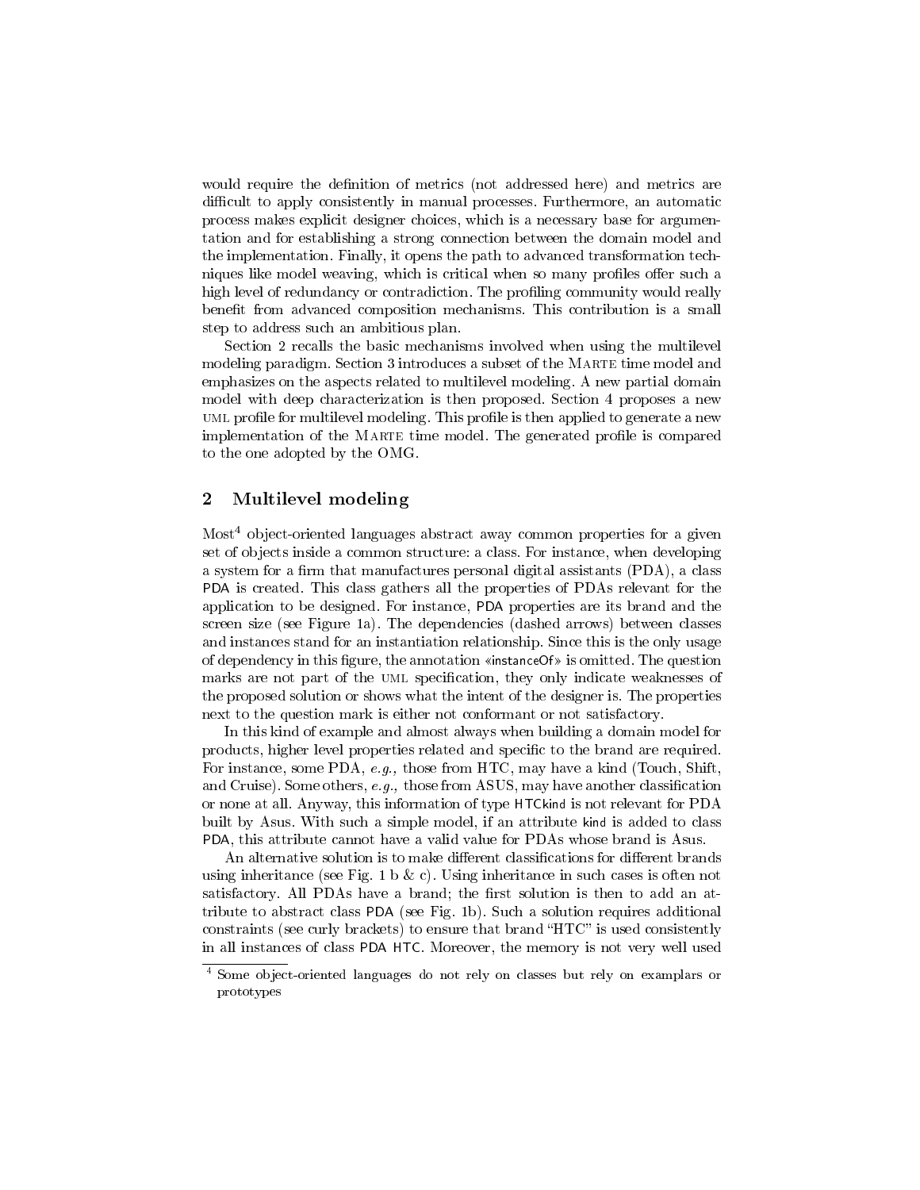would require the definition of metrics (not addressed here) and metrics are difficult to apply consistently in manual processes. Furthermore, an automatic process makes explicit designer choices, which is a necessary base for argumentation and for establishing a strong connection between the domain model and the implementation. Finally, it opens the path to advanced transformation techniques like model weaving, which is critical when so many profiles offer such a high level of redundancy or contradiction. The profiling community would really benefit from advanced composition mechanisms. This contribution is a small step to address such an ambitious plan.

Section 2 recalls the basic mechanisms involved when using the multilevel modeling paradigm. Section 3 introduces a subset of the MARTE time model and emphasizes on the aspects related to multilevel modeling. A new partial domain model with deep characterization is then proposed. Section 4 proposes a new UML profile for multilevel modeling. This profile is then applied to generate a new implementation of the MARTE time model. The generated profile is compared to the one adopted by the OMG.

## 2 Multilevel modeling

Most[4] object-oriented languages abstract away common properties for a given set of objects inside a common structure: a class. For instance, when developing a system for a firm that manufactures personal digital assistants (PDA), a class PDA is created. This class gathers all the properties of PDAs relevant for the application to be designed. For instance, PDA properties are its brand and the screen size (see Figure 1a). The dependencies (dashed arrows) between classes and instances stand for an instantiation relationship. Since this is the only usage of dependency in this figure, the annotation «instanceOf» is omitted. The question marks are not part of the UML specification, they only indicate weaknesses of the proposed solution or shows what the intent of the designer is. The properties next to the question mark is either not conformant or not satisfactory.

In this kind of example and almost always when building a domain model for products, higher level properties related and specific to the brand are required. For instance, some PDA, *e.g.,* those from HTC, may have a kind (Touch, Shift, and Cruise). Some others, *e.g.,* those from ASUS, may have another classification or none at all. Anyway, this information of type HTCkind is not relevant for PDA built by Asus. With such a simple model, if an attribute kind is added to class PDA, this attribute cannot have a valid value for PDAs whose brand is Asus.

An alternative solution is to make different classifications for different brands using inheritance (see Fig. 1 b & c). Using inheritance in such cases is often not satisfactory. All PDAs have a brand; the first solution is then to add an attribute to abstract class PDA (see Fig. 1b). Such a solution requires additional constraints (see curly brackets) to ensure that brand "HTC" is used consistently in all instances of class PDA HTC. Moreover, the memory is not very well used

[4] Some object-oriented languages do not rely on classes but rely on examplars or prototypes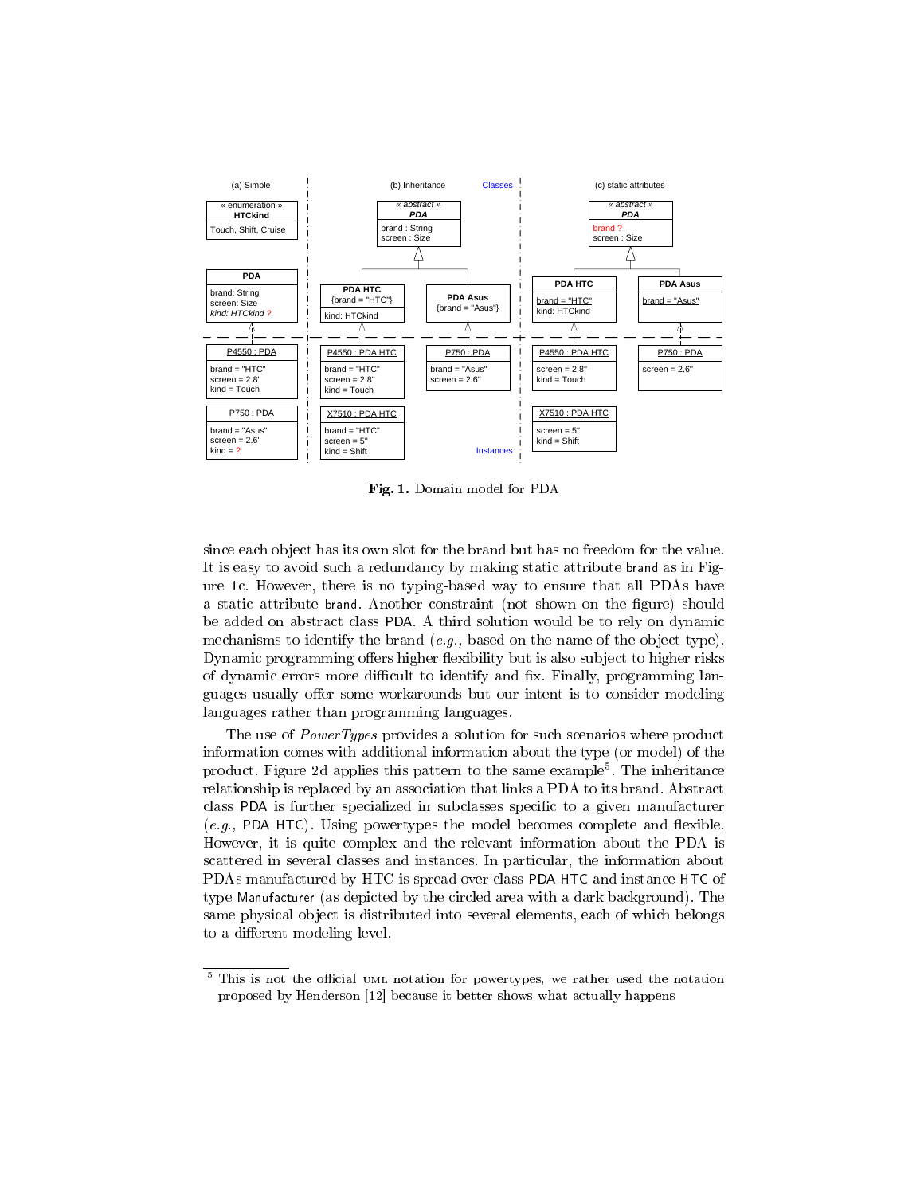**Fig. 1.** Domain model for PDA

since each object has its own slot for the brand but has no freedom for the value. It is easy to avoid such a redundancy by making static attribute `brand` as in Figure 1c. However, there is no typing-based way to ensure that all PDAs have a static attribute `brand`. Another constraint (not shown on the figure) should be added on abstract class PDA. A third solution would be to rely on dynamic mechanisms to identify the brand (*e.g.,* based on the name of the object type). Dynamic programming offers higher flexibility but is also subject to higher risks of dynamic errors more difficult to identify and fix. Finally, programming languages usually offer some workarounds but our intent is to consider modeling languages rather than programming languages.

The use of *PowerTypes* provides a solution for such scenarios where product information comes with additional information about the type (or model) of the product. Figure 2d applies this pattern to the same example[5]. The inheritance relationship is replaced by an association that links a PDA to its brand. Abstract class PDA is further specialized in subclasses specific to a given manufacturer (*e.g.,* PDA HTC). Using powertypes the model becomes complete and flexible. However, it is quite complex and the relevant information about the PDA is scattered in several classes and instances. In particular, the information about PDAs manufactured by HTC is spread over class PDA HTC and instance HTC of type `Manufacturer` (as depicted by the circled area with a dark background). The same physical object is distributed into several elements, each of which belongs to a different modeling level.

[5] This is not the official UML notation for powertypes, we rather used the notation proposed by Henderson [12] because it better shows what actually happens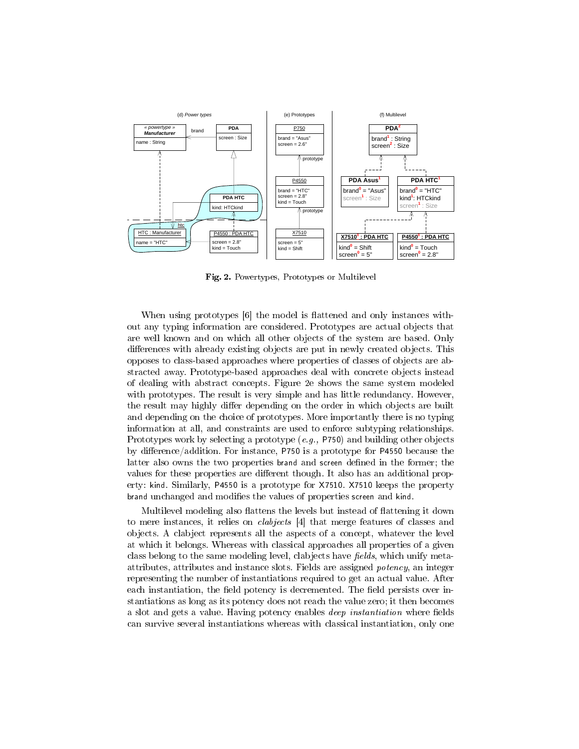**Fig. 2.** Powertypes, Prototypes or Multilevel

When using prototypes [6] the model is flattened and only instances without any typing information are considered. Prototypes are actual objects that are well known and on which all other objects of the system are based. Only differences with already existing objects are put in newly created objects. This opposes to class-based approaches where properties of classes of objects are abstracted away. Prototype-based approaches deal with concrete objects instead of dealing with abstract concepts. Figure 2e shows the same system modeled with prototypes. The result is very simple and has little redundancy. However, the result may highly differ depending on the order in which objects are built and depending on the choice of prototypes. More importantly there is no typing information at all, and constraints are used to enforce subtyping relationships. Prototypes work by selecting a prototype (*e.g.,* `P750`) and building other objects by difference/addition. For instance, `P750` is a prototype for `P4550` because the latter also owns the two properties `brand` and `screen` defined in the former; the values for these properties are different though. It also has an additional property: `kind`. Similarly, `P4550` is a prototype for `X7510`. `X7510` keeps the property `brand` unchanged and modifies the values of properties `screen` and `kind`.

Multilevel modeling also flattens the levels but instead of flattening it down to mere instances, it relies on *clabjects* [4] that merge features of classes and objects. A clabject represents all the aspects of a concept, whatever the level at which it belongs. Whereas with classical approaches all properties of a given class belong to the same modeling level, clabjects have *fields*, which unify meta-attributes, attributes and instance slots. Fields are assigned *potency*, an integer representing the number of instantiations required to get an actual value. After each instantiation, the field potency is decremented. The field persists over instantiations as long as its potency does not reach the value zero; it then becomes a slot and gets a value. Having potency enables *deep instantiation* where fields can survive several instantiations whereas with classical instantiation, only one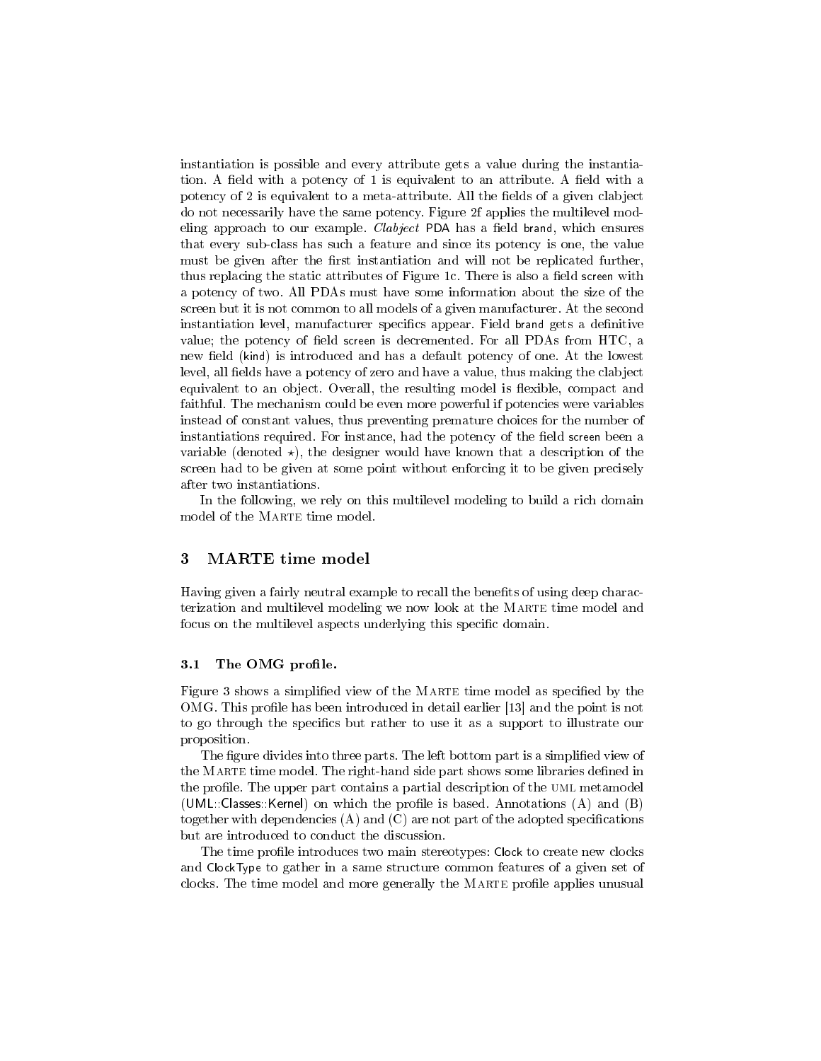instantiation is possible and every attribute gets a value during the instantiation. A field with a potency of 1 is equivalent to an attribute. A field with a potency of 2 is equivalent to a meta-attribute. All the fields of a given clabject do not necessarily have the same potency. Figure 2f applies the multilevel modeling approach to our example. *Clabject* PDA has a field brand, which ensures that every sub-class has such a feature and since its potency is one, the value must be given after the first instantiation and will not be replicated further, thus replacing the static attributes of Figure 1c. There is also a field screen with a potency of two. All PDAs must have some information about the size of the screen but it is not common to all models of a given manufacturer. At the second instantiation level, manufacturer specifics appear. Field brand gets a definitive value; the potency of field screen is decremented. For all PDAs from HTC, a new field (kind) is introduced and has a default potency of one. At the lowest level, all fields have a potency of zero and have a value, thus making the clabject equivalent to an object. Overall, the resulting model is flexible, compact and faithful. The mechanism could be even more powerful if potencies were variables instead of constant values, thus preventing premature choices for the number of instantiations required. For instance, had the potency of the field screen been a variable (denoted $\star$), the designer would have known that a description of the screen had to be given at some point without enforcing it to be given precisely after two instantiations.

In the following, we rely on this multilevel modeling to build a rich domain model of the MARTE time model.

## 3 MARTE time model

Having given a fairly neutral example to recall the benefits of using deep characterization and multilevel modeling we now look at the MARTE time model and focus on the multilevel aspects underlying this specific domain.

### 3.1 The OMG profile.

Figure 3 shows a simplified view of the MARTE time model as specified by the OMG. This profile has been introduced in detail earlier [13] and the point is not to go through the specifics but rather to use it as a support to illustrate our proposition.

The figure divides into three parts. The left bottom part is a simplified view of the MARTE time model. The right-hand side part shows some libraries defined in the profile. The upper part contains a partial description of the UML metamodel (UML::Classes::Kernel) on which the profile is based. Annotations (A) and (B) together with dependencies (A) and (C) are not part of the adopted specifications but are introduced to conduct the discussion.

The time profile introduces two main stereotypes: Clock to create new clocks and ClockType to gather in a same structure common features of a given set of clocks. The time model and more generally the MARTE profile applies unusual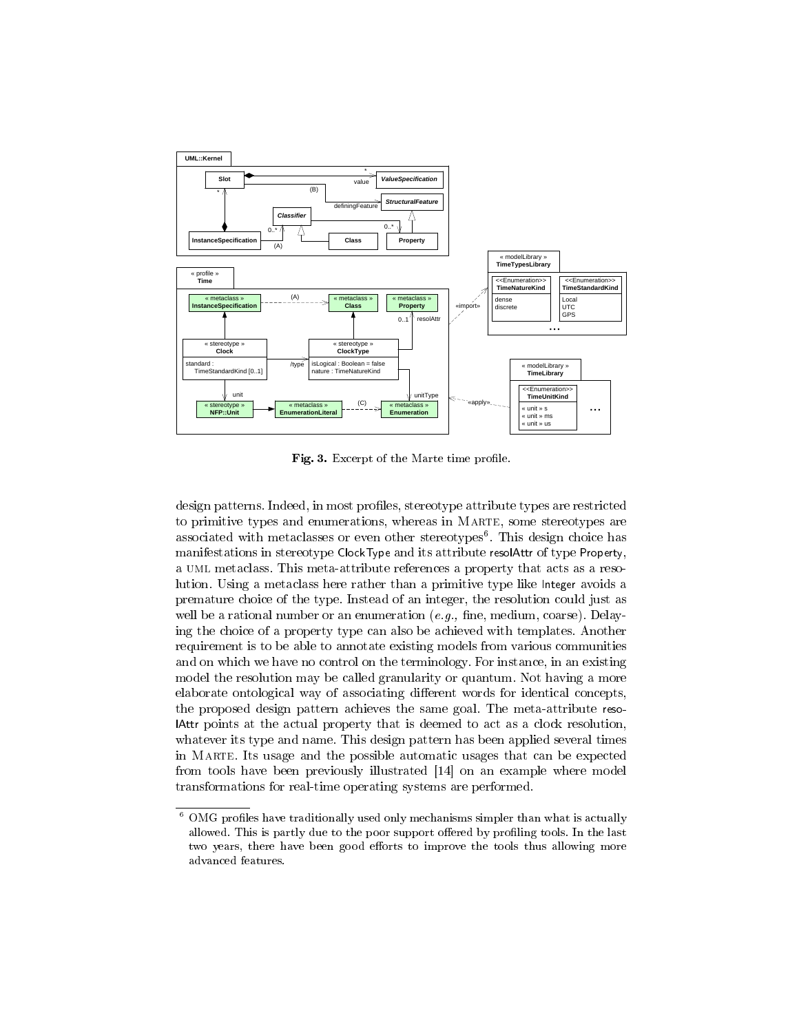Fig. 3. Excerpt of the Marte time profile.

design patterns. Indeed, in most profiles, stereotype attribute types are restricted to primitive types and enumerations, whereas in MARTE, some stereotypes are associated with metaclasses or even other stereotypes[6]. This design choice has manifestations in stereotype ClockType and its attribute resolAttr of type Property, a UML metaclass. This meta-attribute references a property that acts as a resolution. Using a metaclass here rather than a primitive type like Integer avoids a premature choice of the type. Instead of an integer, the resolution could just as well be a rational number or an enumeration (*e.g.,* fine, medium, coarse). Delaying the choice of a property type can also be achieved with templates. Another requirement is to be able to annotate existing models from various communities and on which we have no control on the terminology. For instance, in an existing model the resolution may be called granularity or quantum. Not having a more elaborate ontological way of associating different words for identical concepts, the proposed design pattern achieves the same goal. The meta-attribute resolAttr points at the actual property that is deemed to act as a clock resolution, whatever its type and name. This design pattern has been applied several times in MARTE. Its usage and the possible automatic usages that can be expected from tools have been previously illustrated [14] on an example where model transformations for real-time operating systems are performed.

---

[6] OMG profiles have traditionally used only mechanisms simpler than what is actually allowed. This is partly due to the poor support offered by profiling tools. In the last two years, there have been good efforts to improve the tools thus allowing more advanced features.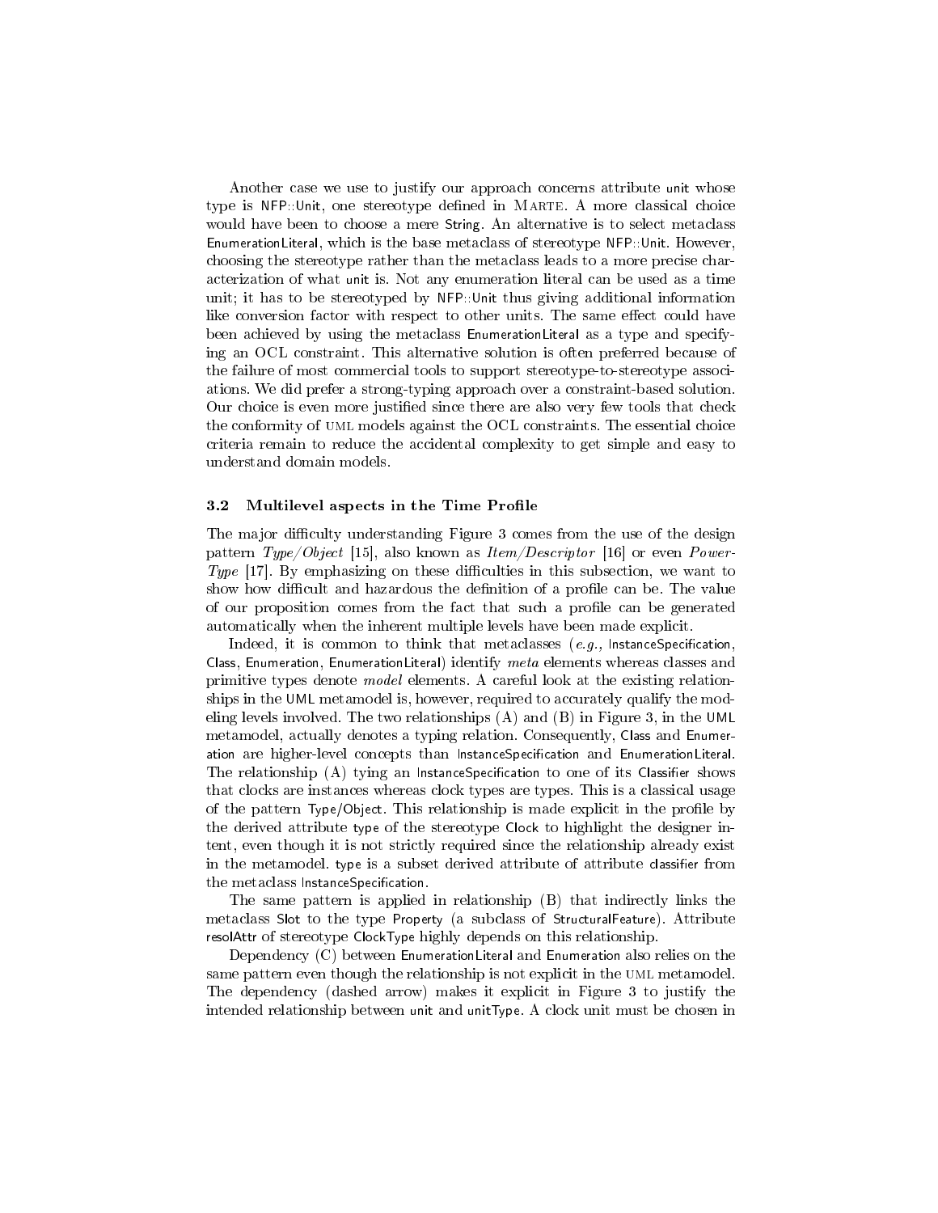Another case we use to justify our approach concerns attribute unit whose type is NFP::Unit, one stereotype defined in MARTE. A more classical choice would have been to choose a mere String. An alternative is to select metaclass EnumerationLiteral, which is the base metaclass of stereotype NFP::Unit. However, choosing the stereotype rather than the metaclass leads to a more precise characterization of what unit is. Not any enumeration literal can be used as a time unit; it has to be stereotyped by NFP::Unit thus giving additional information like conversion factor with respect to other units. The same effect could have been achieved by using the metaclass EnumerationLiteral as a type and specifying an OCL constraint. This alternative solution is often preferred because of the failure of most commercial tools to support stereotype-to-stereotype associations. We did prefer a strong-typing approach over a constraint-based solution. Our choice is even more justified since there are also very few tools that check the conformity of UML models against the OCL constraints. The essential choice criteria remain to reduce the accidental complexity to get simple and easy to understand domain models.

### 3.2 Multilevel aspects in the Time Profile

The major difficulty understanding Figure 3 comes from the use of the design pattern *Type/Object* [15], also known as *Item/Descriptor* [16] or even *Power-Type* [17]. By emphasizing on these difficulties in this subsection, we want to show how difficult and hazardous the definition of a profile can be. The value of our proposition comes from the fact that such a profile can be generated automatically when the inherent multiple levels have been made explicit.

Indeed, it is common to think that metaclasses (*e.g.,* InstanceSpecification, Class, Enumeration, EnumerationLiteral) identify *meta* elements whereas classes and primitive types denote *model* elements. A careful look at the existing relationships in the UML metamodel is, however, required to accurately qualify the modeling levels involved. The two relationships (A) and (B) in Figure 3, in the UML metamodel, actually denotes a typing relation. Consequently, Class and Enumeration are higher-level concepts than InstanceSpecification and EnumerationLiteral. The relationship (A) tying an InstanceSpecification to one of its Classifier shows that clocks are instances whereas clock types are types. This is a classical usage of the pattern Type/Object. This relationship is made explicit in the profile by the derived attribute type of the stereotype Clock to highlight the designer intent, even though it is not strictly required since the relationship already exist in the metamodel. type is a subset derived attribute of attribute classifier from the metaclass InstanceSpecification.

The same pattern is applied in relationship (B) that indirectly links the metaclass Slot to the type Property (a subclass of StructuralFeature). Attribute resolAttr of stereotype ClockType highly depends on this relationship.

Dependency (C) between EnumerationLiteral and Enumeration also relies on the same pattern even though the relationship is not explicit in the UML metamodel. The dependency (dashed arrow) makes it explicit in Figure 3 to justify the intended relationship between unit and unitType. A clock unit must be chosen in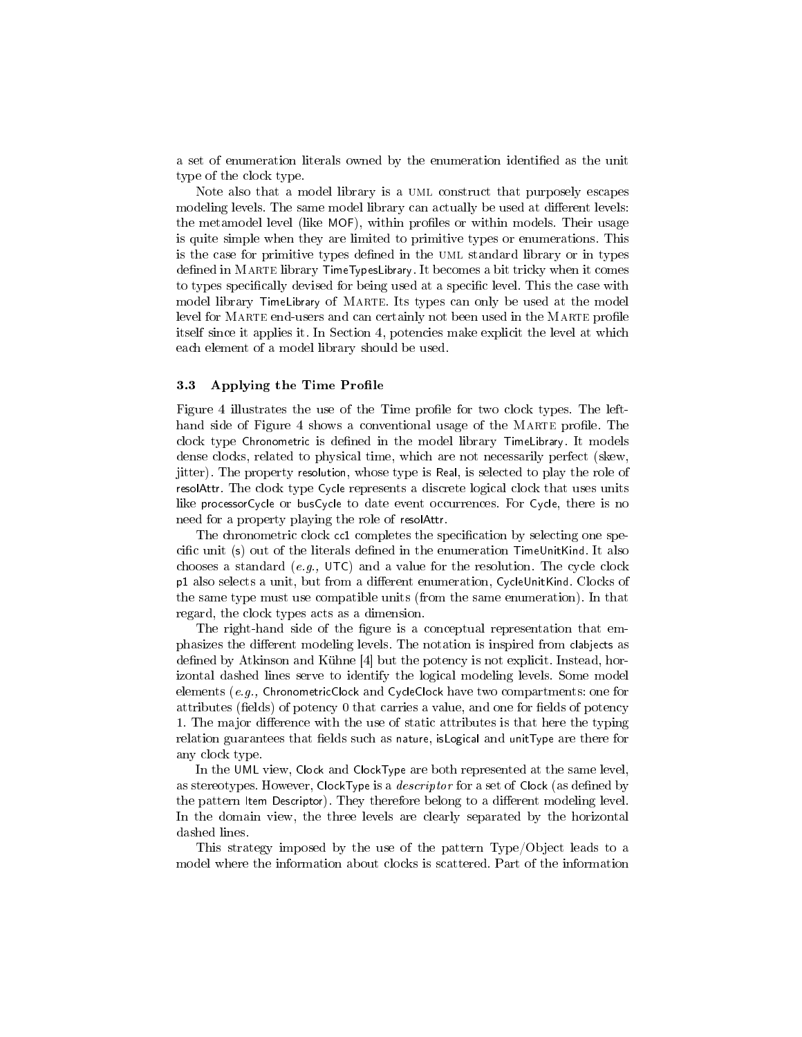a set of enumeration literals owned by the enumeration identified as the unit type of the clock type.

Note also that a model library is a UML construct that purposely escapes modeling levels. The same model library can actually be used at different levels: the metamodel level (like MOF), within profiles or within models. Their usage is quite simple when they are limited to primitive types or enumerations. This is the case for primitive types defined in the UML standard library or in types defined in MARTE library TimeTypesLibrary. It becomes a bit tricky when it comes to types specifically devised for being used at a specific level. This the case with model library TimeLibrary of MARTE. Its types can only be used at the model level for MARTE end-users and can certainly not been used in the MARTE profile itself since it applies it. In Section 4, potencies make explicit the level at which each element of a model library should be used.

### 3.3 Applying the Time Profile

Figure 4 illustrates the use of the Time profile for two clock types. The left-hand side of Figure 4 shows a conventional usage of the MARTE profile. The clock type Chronometric is defined in the model library TimeLibrary. It models dense clocks, related to physical time, which are not necessarily perfect (skew, jitter). The property resolution, whose type is Real, is selected to play the role of resolAttr. The clock type Cycle represents a discrete logical clock that uses units like processorCycle or busCycle to date event occurrences. For Cycle, there is no need for a property playing the role of resolAttr.

The chronometric clock cc1 completes the specification by selecting one specific unit (s) out of the literals defined in the enumeration TimeUnitKind. It also chooses a standard (*e.g.,* UTC) and a value for the resolution. The cycle clock p1 also selects a unit, but from a different enumeration, CycleUnitKind. Clocks of the same type must use compatible units (from the same enumeration). In that regard, the clock types acts as a dimension.

The right-hand side of the figure is a conceptual representation that emphasizes the different modeling levels. The notation is inspired from clabjects as defined by Atkinson and Kühne [4] but the potency is not explicit. Instead, horizontal dashed lines serve to identify the logical modeling levels. Some model elements (*e.g.,* ChronometricClock and CycleClock have two compartments: one for attributes (fields) of potency 0 that carries a value, and one for fields of potency 1. The major difference with the use of static attributes is that here the typing relation guarantees that fields such as nature, isLogical and unitType are there for any clock type.

In the UML view, Clock and ClockType are both represented at the same level, as stereotypes. However, ClockType is a *descriptor* for a set of Clock (as defined by the pattern Item Descriptor). They therefore belong to a different modeling level. In the domain view, the three levels are clearly separated by the horizontal dashed lines.

This strategy imposed by the use of the pattern Type/Object leads to a model where the information about clocks is scattered. Part of the information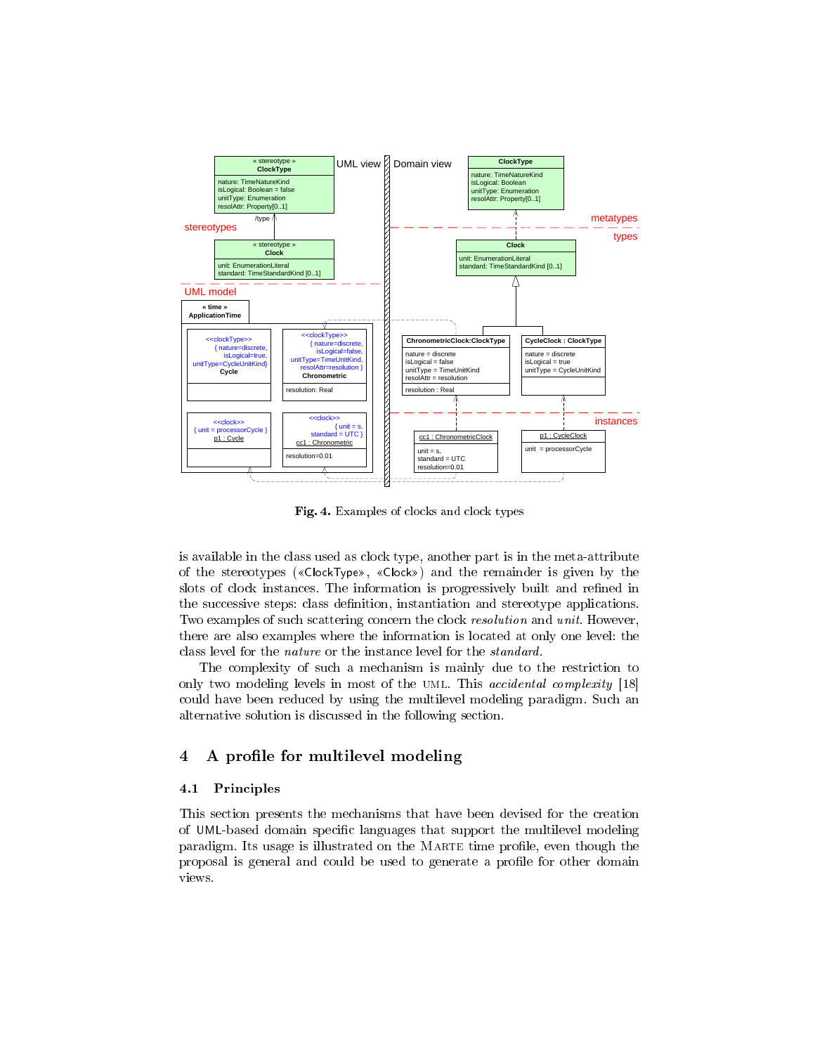Fig. 4. Examples of clocks and clock types

is available in the class used as clock type, another part is in the meta-attribute of the stereotypes («ClockType», «Clock») and the remainder is given by the slots of clock instances. The information is progressively built and refined in the successive steps: class definition, instantiation and stereotype applications. Two examples of such scattering concern the clock *resolution* and *unit*. However, there are also examples where the information is located at only one level: the class level for the *nature* or the instance level for the *standard*.

The complexity of such a mechanism is mainly due to the restriction to only two modeling levels in most of the UML. This *accidental complexity* [18] could have been reduced by using the multilevel modeling paradigm. Such an alternative solution is discussed in the following section.

## 4 A profile for multilevel modeling

### 4.1 Principles

This section presents the mechanisms that have been devised for the creation of UML-based domain specific languages that support the multilevel modeling paradigm. Its usage is illustrated on the MARTE time profile, even though the proposal is general and could be used to generate a profile for other domain views.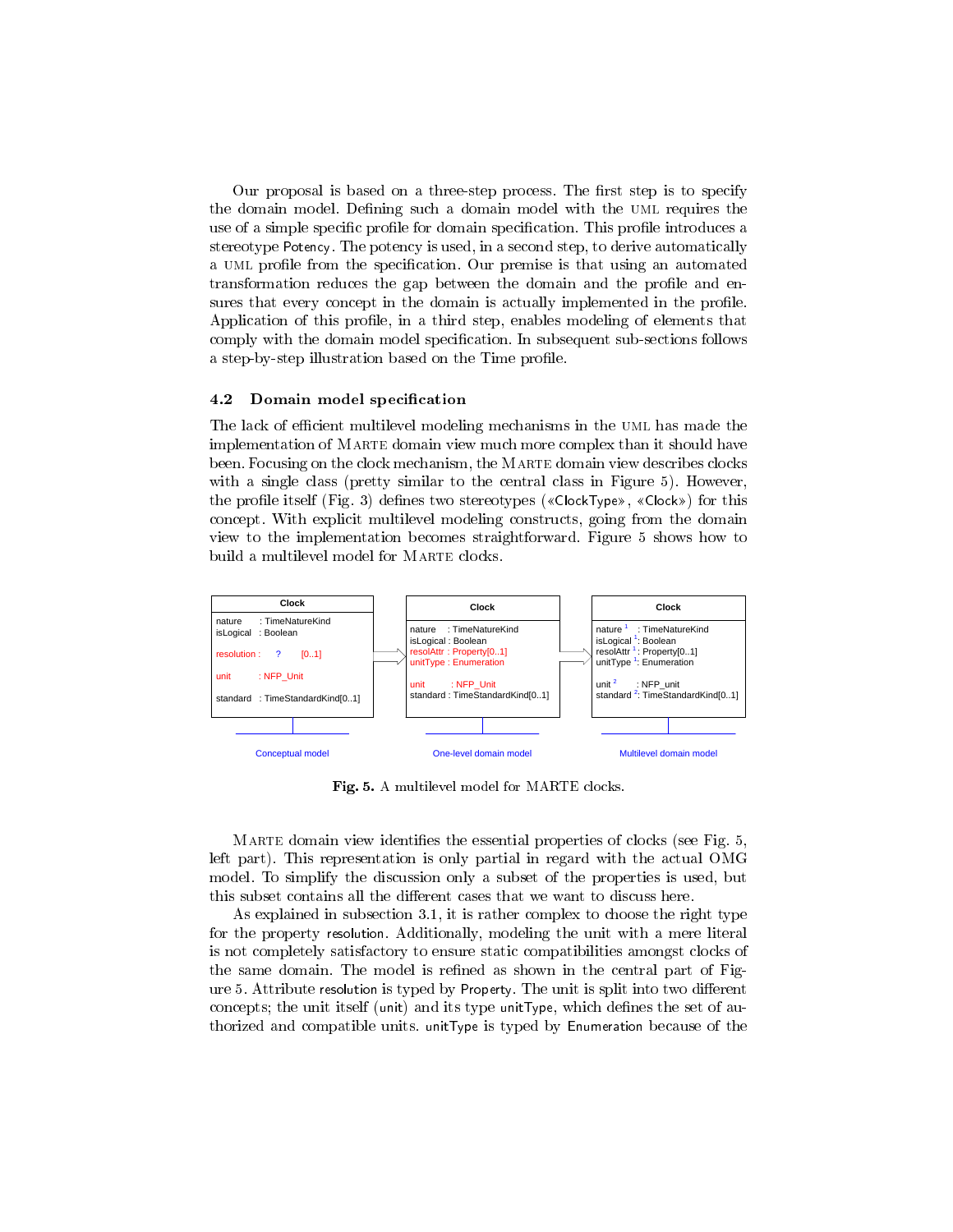Our proposal is based on a three-step process. The first step is to specify the domain model. Defining such a domain model with the UML requires the use of a simple specific profile for domain specification. This profile introduces a stereotype Potency. The potency is used, in a second step, to derive automatically a UML profile from the specification. Our premise is that using an automated transformation reduces the gap between the domain and the profile and ensures that every concept in the domain is actually implemented in the profile. Application of this profile, in a third step, enables modeling of elements that comply with the domain model specification. In subsequent sub-sections follows a step-by-step illustration based on the Time profile.

### 4.2 Domain model specification

The lack of efficient multilevel modeling mechanisms in the UML has made the implementation of MARTE domain view much more complex than it should have been. Focusing on the clock mechanism, the MARTE domain view describes clocks with a single class (pretty similar to the central class in Figure 5). However, the profile itself (Fig. 3) defines two stereotypes («ClockType», «Clock») for this concept. With explicit multilevel modeling constructs, going from the domain view to the implementation becomes straightforward. Figure 5 shows how to build a multilevel model for MARTE clocks.

| Clock (Conceptual model) | Clock (One-level domain model) | Clock (Multilevel domain model) |
|---|---|---|
| nature : TimeNatureKind | nature : TimeNatureKind | nature [1] : TimeNatureKind |
| isLogical : Boolean | isLogical : Boolean | isLogical [1]: Boolean |
| resolution : ? [0..1] | resolAttr : Property[0..1] | resolAttr [1]: Property[0..1] |
| | unitType : Enumeration | unitType [1]: Enumeration |
| unit : NFP_Unit | unit : NFP_Unit | unit [2] : NFP_unit |
| standard : TimeStandardKind[0..1] | standard : TimeStandardKind[0..1] | standard [2]: TimeStandardKind[0..1] |

**Fig. 5.** A multilevel model for MARTE clocks.

MARTE domain view identifies the essential properties of clocks (see Fig. 5, left part). This representation is only partial in regard with the actual OMG model. To simplify the discussion only a subset of the properties is used, but this subset contains all the different cases that we want to discuss here.

As explained in subsection 3.1, it is rather complex to choose the right type for the property resolution. Additionally, modeling the unit with a mere literal is not completely satisfactory to ensure static compatibilities amongst clocks of the same domain. The model is refined as shown in the central part of Figure 5. Attribute resolution is typed by Property. The unit is split into two different concepts; the unit itself (unit) and its type unitType, which defines the set of authorized and compatible units. unitType is typed by Enumeration because of the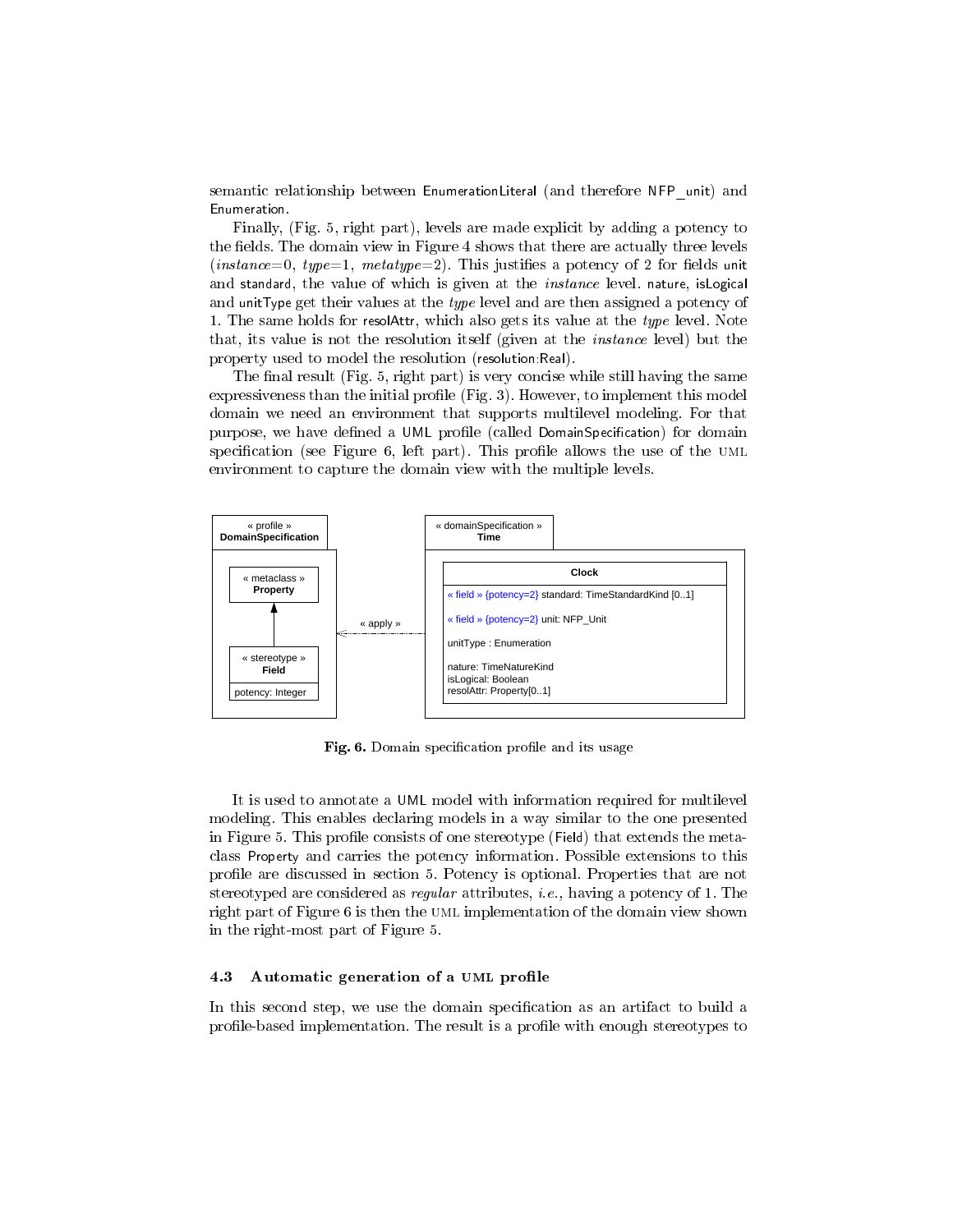semantic relationship between EnumerationLiteral (and therefore NFP_unit) and Enumeration.

Finally, (Fig. 5, right part), levels are made explicit by adding a potency to the fields. The domain view in Figure 4 shows that there are actually three levels (*instance*=0, *type*=1, *metatype*=2). This justifies a potency of 2 for fields unit and standard, the value of which is given at the *instance* level. nature, isLogical and unitType get their values at the *type* level and are then assigned a potency of 1. The same holds for resolAttr, which also gets its value at the *type* level. Note that, its value is not the resolution itself (given at the *instance* level) but the property used to model the resolution (resolution:Real).

The final result (Fig. 5, right part) is very concise while still having the same expressiveness than the initial profile (Fig. 3). However, to implement this model domain we need an environment that supports multilevel modeling. For that purpose, we have defined a UML profile (called DomainSpecification) for domain specification (see Figure 6, left part). This profile allows the use of the UML environment to capture the domain view with the multiple levels.

**Fig. 6.** Domain specification profile and its usage

It is used to annotate a UML model with information required for multilevel modeling. This enables declaring models in a way similar to the one presented in Figure 5. This profile consists of one stereotype (Field) that extends the metaclass Property and carries the potency information. Possible extensions to this profile are discussed in section 5. Potency is optional. Properties that are not stereotyped are considered as *regular* attributes, *i.e.,* having a potency of 1. The right part of Figure 6 is then the UML implementation of the domain view shown in the right-most part of Figure 5.

### 4.3 Automatic generation of a UML profile

In this second step, we use the domain specification as an artifact to build a profile-based implementation. The result is a profile with enough stereotypes to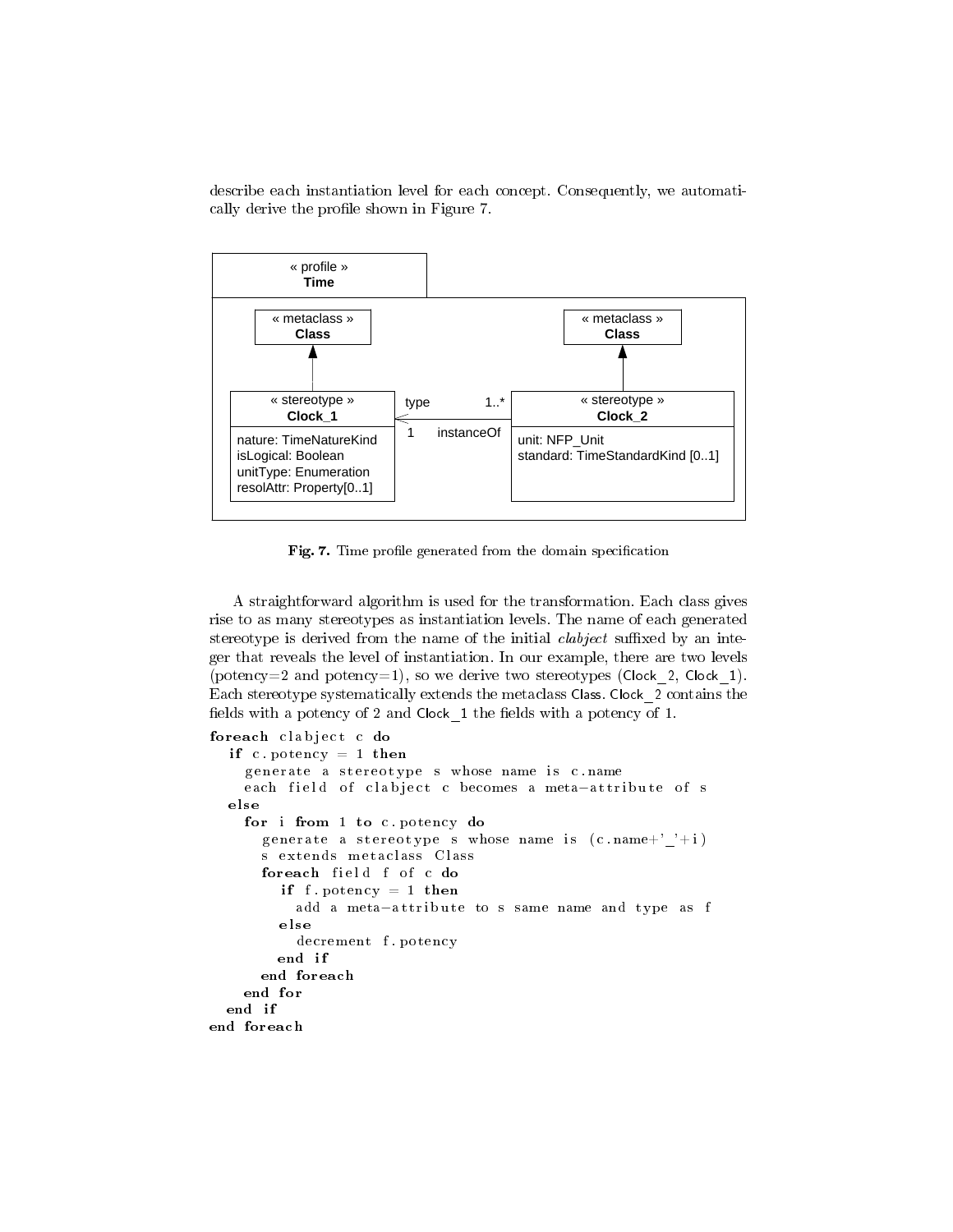describe each instantiation level for each concept. Consequently, we automatically derive the profile shown in Figure 7.

**Fig. 7.** Time profile generated from the domain specification

A straightforward algorithm is used for the transformation. Each class gives rise to as many stereotypes as instantiation levels. The name of each generated stereotype is derived from the name of the initial *clabject* suffixed by an integer that reveals the level of instantiation. In our example, there are two levels (potency=2 and potency=1), so we derive two stereotypes (Clock_2, Clock_1). Each stereotype systematically extends the metaclass Class. Clock_2 contains the fields with a potency of 2 and Clock_1 the fields with a potency of 1.

```
foreach clabject c do
  if c.potency = 1 then
    generate a stereotype s whose name is c.name
    each field of clabject c becomes a meta-attribute of s
  else
    for i from 1 to c.potency do
      generate a stereotype s whose name is (c.name+'_'+i)
      s extends metaclass Class
      foreach field f of c do
        if f.potency = 1 then
          add a meta-attribute to s same name and type as f
        else
          decrement f.potency
        end if
      end foreach
    end for
  end if
end foreach
```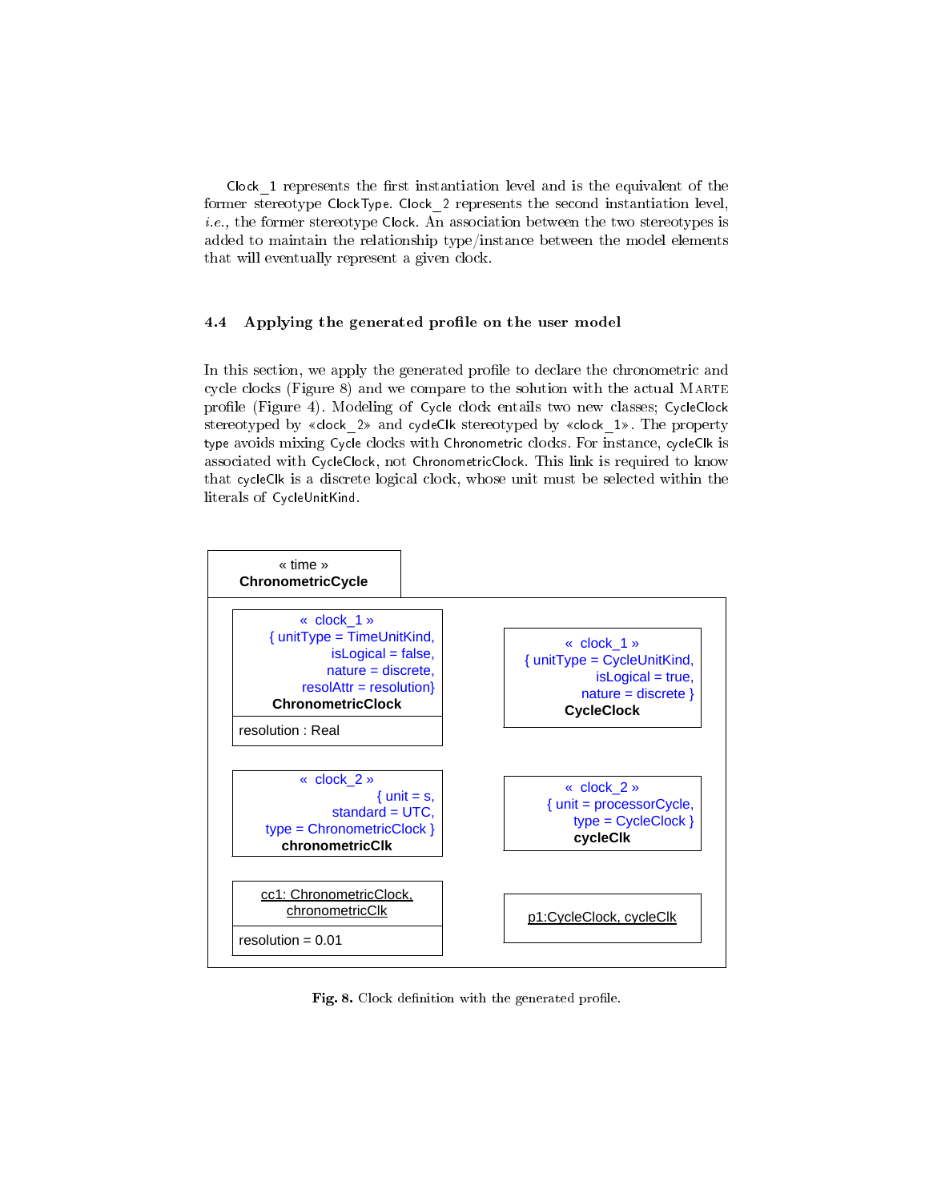Clock_1 represents the first instantiation level and is the equivalent of the former stereotype ClockType. Clock_2 represents the second instantiation level, *i.e.,* the former stereotype Clock. An association between the two stereotypes is added to maintain the relationship type/instance between the model elements that will eventually represent a given clock.

### 4.4 Applying the generated profile on the user model

In this section, we apply the generated profile to declare the chronometric and cycle clocks (Figure 8) and we compare to the solution with the actual MARTE profile (Figure 4). Modeling of Cycle clock entails two new classes; CycleClock stereotyped by «clock_2» and cycleClk stereotyped by «clock_1». The property type avoids mixing Cycle clocks with Chronometric clocks. For instance, cycleClk is associated with CycleClock, not ChronometricClock. This link is required to know that cycleClk is a discrete logical clock, whose unit must be selected within the literals of CycleUnitKind.

« time »
**ChronometricCycle**

« clock_1 »
{ unitType = TimeUnitKind,
isLogical = false,
nature = discrete,
resolAttr = resolution}
**ChronometricClock**
resolution : Real

« clock_1 »
{ unitType = CycleUnitKind,
isLogical = true,
nature = discrete }
**CycleClock**

« clock_2 »
{ unit = s,
standard = UTC,
type = ChronometricClock }
**chronometricClk**

« clock_2 »
{ unit = processorCycle,
type = CycleClock }
**cycleClk**

cc1: ChronometricClock, chronometricClk
resolution = 0.01

p1:CycleClock, cycleClk

**Fig. 8.** Clock definition with the generated profile.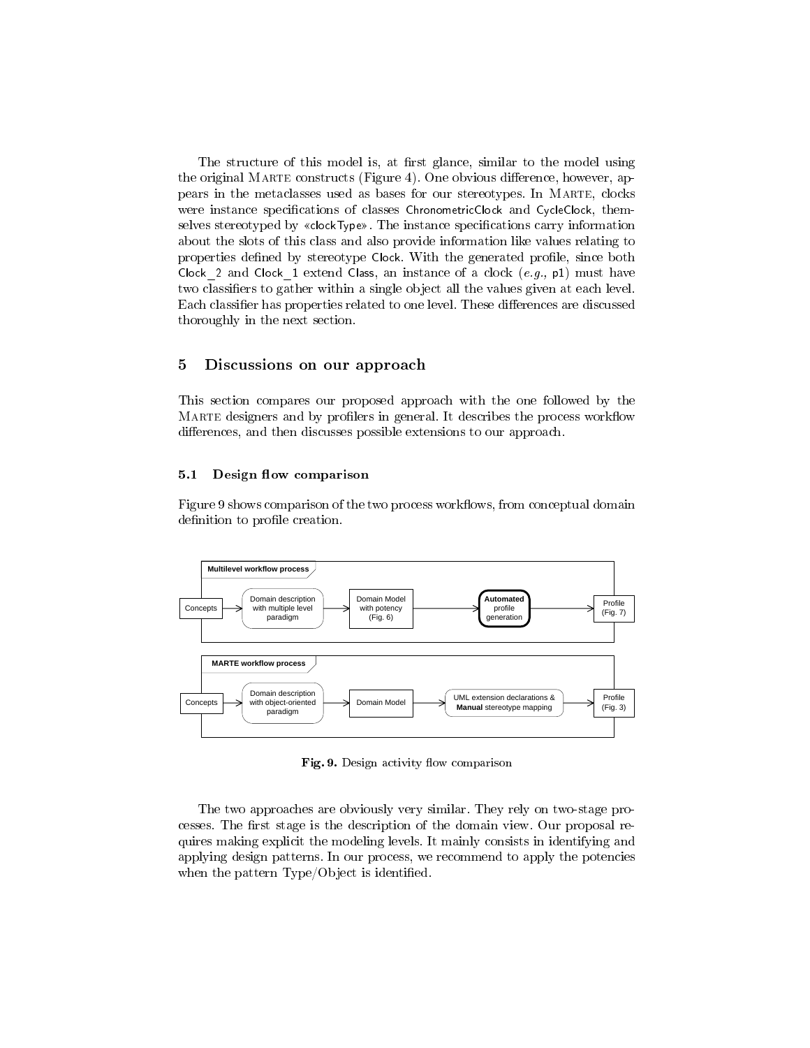The structure of this model is, at first glance, similar to the model using the original MARTE constructs (Figure 4). One obvious difference, however, appears in the metaclasses used as bases for our stereotypes. In MARTE, clocks were instance specifications of classes ChronometricClock and CycleClock, themselves stereotyped by «clockType». The instance specifications carry information about the slots of this class and also provide information like values relating to properties defined by stereotype Clock. With the generated profile, since both Clock_2 and Clock_1 extend Class, an instance of a clock (*e.g.,* p1) must have two classifiers to gather within a single object all the values given at each level. Each classifier has properties related to one level. These differences are discussed thoroughly in the next section.

## 5 Discussions on our approach

This section compares our proposed approach with the one followed by the MARTE designers and by profilers in general. It describes the process workflow differences, and then discusses possible extensions to our approach.

### 5.1 Design flow comparison

Figure 9 shows comparison of the two process workflows, from conceptual domain definition to profile creation.

**Multilevel workflow process**

Concepts → Domain description with multiple level paradigm → Domain Model with potency (Fig. 6) → **Automated** profile generation → Profile (Fig. 7)

**MARTE workflow process**

Concepts → Domain description with object-oriented paradigm → Domain Model → UML extension declarations & **Manual** stereotype mapping → Profile (Fig. 3)

**Fig. 9.** Design activity flow comparison

The two approaches are obviously very similar. They rely on two-stage processes. The first stage is the description of the domain view. Our proposal requires making explicit the modeling levels. It mainly consists in identifying and applying design patterns. In our process, we recommend to apply the potencies when the pattern Type/Object is identified.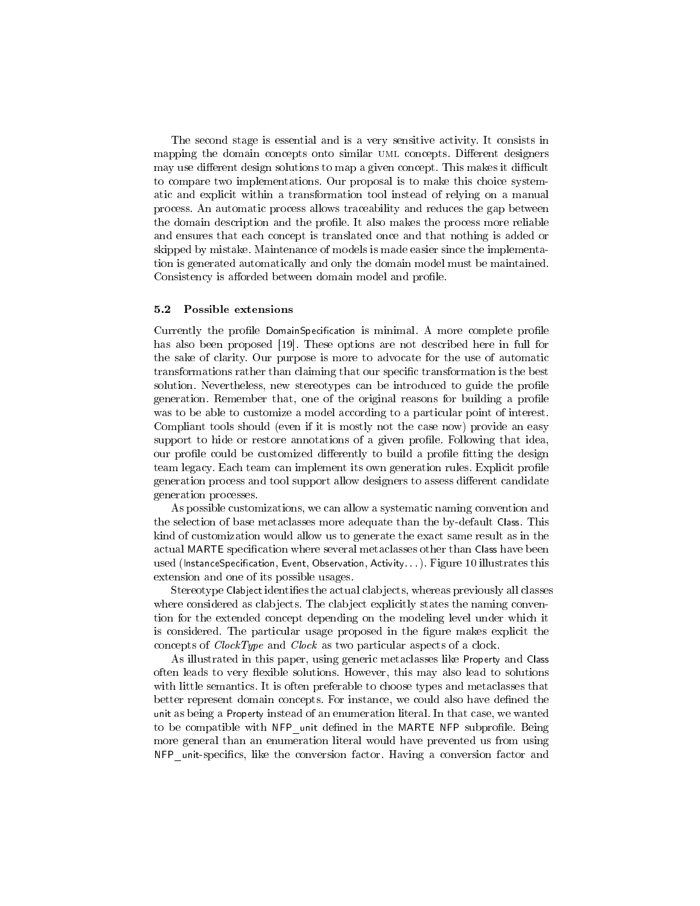The second stage is essential and is a very sensitive activity. It consists in mapping the domain concepts onto similar UML concepts. Different designers may use different design solutions to map a given concept. This makes it difficult to compare two implementations. Our proposal is to make this choice systematic and explicit within a transformation tool instead of relying on a manual process. An automatic process allows traceability and reduces the gap between the domain description and the profile. It also makes the process more reliable and ensures that each concept is translated once and that nothing is added or skipped by mistake. Maintenance of models is made easier since the implementation is generated automatically and only the domain model must be maintained. Consistency is afforded between domain model and profile.

### 5.2 Possible extensions

Currently the profile DomainSpecification is minimal. A more complete profile has also been proposed [19]. These options are not described here in full for the sake of clarity. Our purpose is more to advocate for the use of automatic transformations rather than claiming that our specific transformation is the best solution. Nevertheless, new stereotypes can be introduced to guide the profile generation. Remember that, one of the original reasons for building a profile was to be able to customize a model according to a particular point of interest. Compliant tools should (even if it is mostly not the case now) provide an easy support to hide or restore annotations of a given profile. Following that idea, our profile could be customized differently to build a profile fitting the design team legacy. Each team can implement its own generation rules. Explicit profile generation process and tool support allow designers to assess different candidate generation processes.

As possible customizations, we can allow a systematic naming convention and the selection of base metaclasses more adequate than the by-default Class. This kind of customization would allow us to generate the exact same result as in the actual MARTE specification where several metaclasses other than Class have been used (InstanceSpecification, Event, Observation, Activity...). Figure 10 illustrates this extension and one of its possible usages.

Stereotype Clabject identifies the actual clabjects, whereas previously all classes where considered as clabjects. The clabject explicitly states the naming convention for the extended concept depending on the modeling level under which it is considered. The particular usage proposed in the figure makes explicit the concepts of *ClockType* and *Clock* as two particular aspects of a clock.

As illustrated in this paper, using generic metaclasses like Property and Class often leads to very flexible solutions. However, this may also lead to solutions with little semantics. It is often preferable to choose types and metaclasses that better represent domain concepts. For instance, we could also have defined the unit as being a Property instead of an enumeration literal. In that case, we wanted to be compatible with NFP_unit defined in the MARTE NFP subprofile. Being more general than an enumeration literal would have prevented us from using NFP_unit-specifics, like the conversion factor. Having a conversion factor and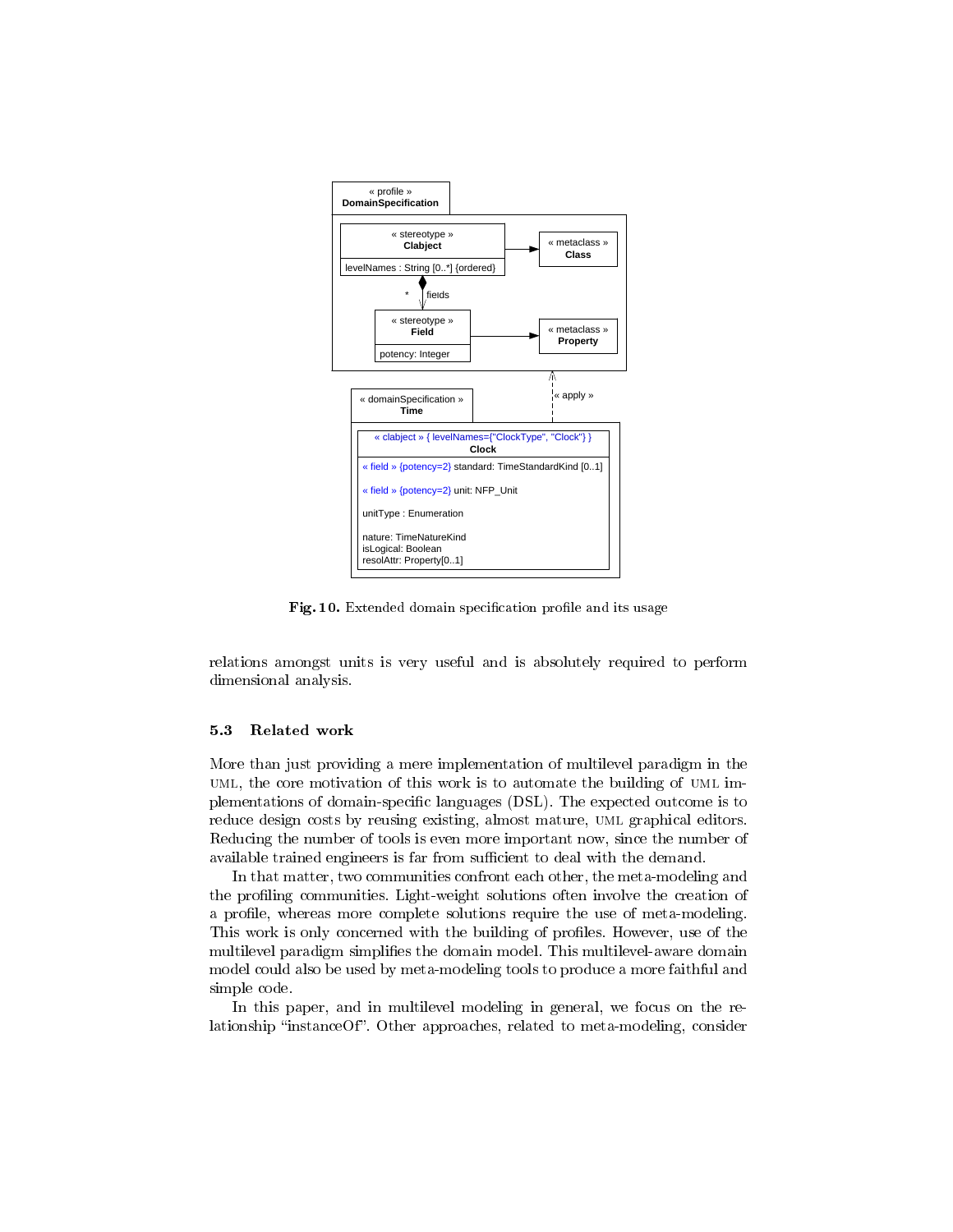Fig. 10. Extended domain specification profile and its usage

relations amongst units is very useful and is absolutely required to perform dimensional analysis.

### 5.3 Related work

More than just providing a mere implementation of multilevel paradigm in the UML, the core motivation of this work is to automate the building of UML implementations of domain-specific languages (DSL). The expected outcome is to reduce design costs by reusing existing, almost mature, UML graphical editors. Reducing the number of tools is even more important now, since the number of available trained engineers is far from sufficient to deal with the demand.

In that matter, two communities confront each other, the meta-modeling and the profiling communities. Light-weight solutions often involve the creation of a profile, whereas more complete solutions require the use of meta-modeling. This work is only concerned with the building of profiles. However, use of the multilevel paradigm simplifies the domain model. This multilevel-aware domain model could also be used by meta-modeling tools to produce a more faithful and simple code.

In this paper, and in multilevel modeling in general, we focus on the relationship "instanceOf". Other approaches, related to meta-modeling, consider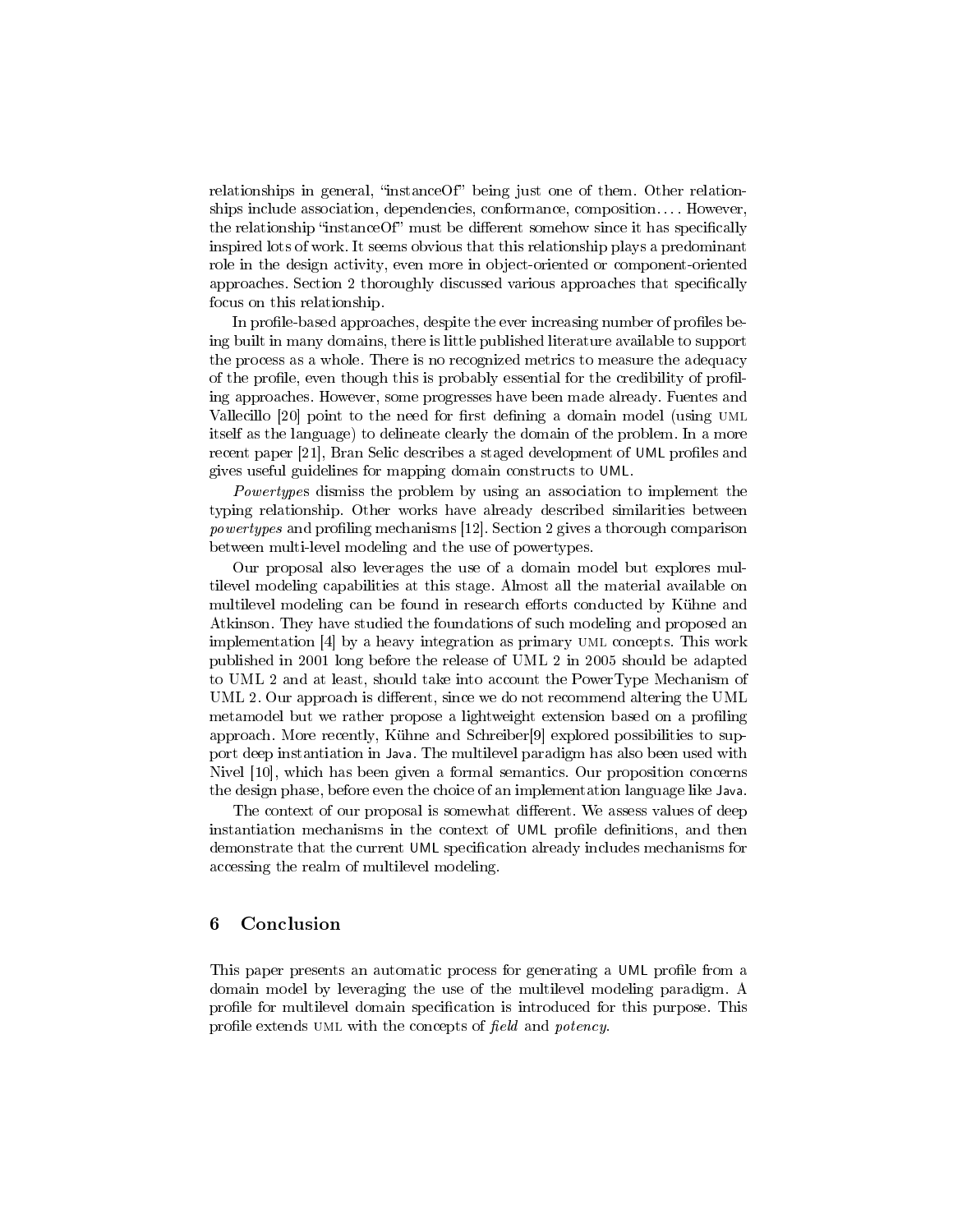relationships in general, "instanceOf" being just one of them. Other relationships include association, dependencies, conformance, composition. . . . However, the relationship "instanceOf" must be different somehow since it has specifically inspired lots of work. It seems obvious that this relationship plays a predominant role in the design activity, even more in object-oriented or component-oriented approaches. Section 2 thoroughly discussed various approaches that specifically focus on this relationship.

In profile-based approaches, despite the ever increasing number of profiles being built in many domains, there is little published literature available to support the process as a whole. There is no recognized metrics to measure the adequacy of the profile, even though this is probably essential for the credibility of profiling approaches. However, some progresses have been made already. Fuentes and Vallecillo [20] point to the need for first defining a domain model (using UML itself as the language) to delineate clearly the domain of the problem. In a more recent paper [21], Bran Selic describes a staged development of UML profiles and gives useful guidelines for mapping domain constructs to UML.

*Powertype*s dismiss the problem by using an association to implement the typing relationship. Other works have already described similarities between *powertypes* and profiling mechanisms [12]. Section 2 gives a thorough comparison between multi-level modeling and the use of powertypes.

Our proposal also leverages the use of a domain model but explores multilevel modeling capabilities at this stage. Almost all the material available on multilevel modeling can be found in research efforts conducted by Kühne and Atkinson. They have studied the foundations of such modeling and proposed an implementation [4] by a heavy integration as primary UML concepts. This work published in 2001 long before the release of UML 2 in 2005 should be adapted to UML 2 and at least, should take into account the PowerType Mechanism of UML 2. Our approach is different, since we do not recommend altering the UML metamodel but we rather propose a lightweight extension based on a profiling approach. More recently, Kühne and Schreiber[9] explored possibilities to support deep instantiation in Java. The multilevel paradigm has also been used with Nivel [10], which has been given a formal semantics. Our proposition concerns the design phase, before even the choice of an implementation language like Java.

The context of our proposal is somewhat different. We assess values of deep instantiation mechanisms in the context of UML profile definitions, and then demonstrate that the current UML specification already includes mechanisms for accessing the realm of multilevel modeling.

## 6 Conclusion

This paper presents an automatic process for generating a UML profile from a domain model by leveraging the use of the multilevel modeling paradigm. A profile for multilevel domain specification is introduced for this purpose. This profile extends UML with the concepts of *field* and *potency*.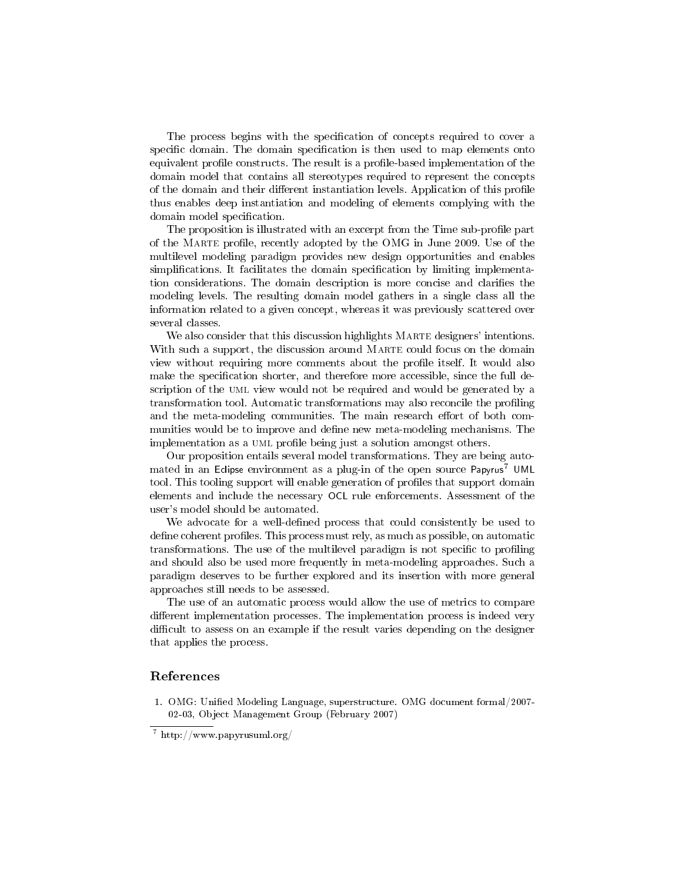The process begins with the specification of concepts required to cover a specific domain. The domain specification is then used to map elements onto equivalent profile constructs. The result is a profile-based implementation of the domain model that contains all stereotypes required to represent the concepts of the domain and their different instantiation levels. Application of this profile thus enables deep instantiation and modeling of elements complying with the domain model specification.

The proposition is illustrated with an excerpt from the Time sub-profile part of the MARTE profile, recently adopted by the OMG in June 2009. Use of the multilevel modeling paradigm provides new design opportunities and enables simplifications. It facilitates the domain specification by limiting implementation considerations. The domain description is more concise and clarifies the modeling levels. The resulting domain model gathers in a single class all the information related to a given concept, whereas it was previously scattered over several classes.

We also consider that this discussion highlights MARTE designers' intentions. With such a support, the discussion around MARTE could focus on the domain view without requiring more comments about the profile itself. It would also make the specification shorter, and therefore more accessible, since the full description of the UML view would not be required and would be generated by a transformation tool. Automatic transformations may also reconcile the profiling and the meta-modeling communities. The main research effort of both communities would be to improve and define new meta-modeling mechanisms. The implementation as a UML profile being just a solution amongst others.

Our proposition entails several model transformations. They are being automated in an Eclipse environment as a plug-in of the open source Papyrus[7] UML tool. This tooling support will enable generation of profiles that support domain elements and include the necessary OCL rule enforcements. Assessment of the user's model should be automated.

We advocate for a well-defined process that could consistently be used to define coherent profiles. This process must rely, as much as possible, on automatic transformations. The use of the multilevel paradigm is not specific to profiling and should also be used more frequently in meta-modeling approaches. Such a paradigm deserves to be further explored and its insertion with more general approaches still needs to be assessed.

The use of an automatic process would allow the use of metrics to compare different implementation processes. The implementation process is indeed very difficult to assess on an example if the result varies depending on the designer that applies the process.

## References

1. OMG: Unified Modeling Language, superstructure. OMG document formal/2007-02-03, Object Management Group (February 2007)

[7] http://www.papyrusuml.org/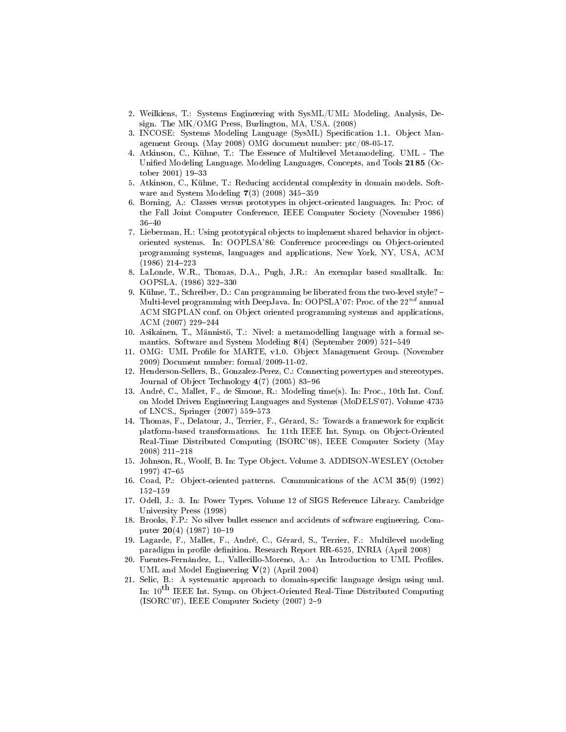2. Weilkiens, T.: Systems Engineering with SysML/UML: Modeling, Analysis, Design. The MK/OMG Press, Burlington, MA, USA. (2008)
3. INCOSE: Systems Modeling Language (SysML) Specification 1.1. Object Management Group. (May 2008) OMG document number: ptc/08-05-17.
4. Atkinson, C., Kühne, T.: The Essence of Multilevel Metamodeling. UML - The Unified Modeling Language. Modeling Languages, Concepts, and Tools **2185** (October 2001) 19–33
5. Atkinson, C., Kühne, T.: Reducing accidental complexity in domain models. Software and System Modeling **7**(3) (2008) 345–359
6. Borning, A.: Classes versus prototypes in object-oriented languages. In: Proc. of the Fall Joint Computer Conference, IEEE Computer Society (November 1986) 36–40
7. Lieberman, H.: Using prototypical objects to implement shared behavior in object-oriented systems. In: OOPLSA'86: Conference proceedings on Object-oriented programming systems, languages and applications, New York, NY, USA, ACM (1986) 214–223
8. LaLonde, W.R., Thomas, D.A., Pugh, J.R.: An exemplar based smalltalk. In: OOPSLA. (1986) 322–330
9. Kühne, T., Schreiber, D.: Can programming be liberated from the two-level style? – Multi-level programming with DeepJava. In: OOPSLA'07: Proc. of the $22^{nd}$ annual ACM SIGPLAN conf. on Object oriented programming systems and applications, ACM (2007) 229–244
10. Asikainen, T., Männistö, T.: Nivel: a metamodelling language with a formal semantics. Software and System Modeling **8**(4) (September 2009) 521–549
11. OMG: UML Profile for MARTE, v1.0. Object Management Group. (November 2009) Document number: formal/2009-11-02.
12. Henderson-Sellers, B., Gonzalez-Perez, C.: Connecting powertypes and stereotypes. Journal of Object Technology **4**(7) (2005) 83–96
13. André, C., Mallet, F., de Simone, R.: Modeling time(s). In: Proc., 10th Int. Conf. on Model Driven Engineering Languages and Systems (MoDELS'07). Volume 4735 of LNCS., Springer (2007) 559–573
14. Thomas, F., Delatour, J., Terrier, F., Gérard, S.: Towards a framework for explicit platform-based transformations. In: 11th IEEE Int. Symp. on Object-Oriented Real-Time Distributed Computing (ISORC'08), IEEE Computer Society (May 2008) 211–218
15. Johnson, R., Woolf, B. In: Type Object. Volume 3. ADDISON-WESLEY (October 1997) 47–65
16. Coad, P.: Object-oriented patterns. Communications of the ACM **35**(9) (1992) 152–159
17. Odell, J.: 3. In: Power Types. Volume 12 of SIGS Reference Library. Cambridge University Press (1998)
18. Brooks, F.P.: No silver bullet essence and accidents of software engineering. Computer **20**(4) (1987) 10–19
19. Lagarde, F., Mallet, F., André, C., Gérard, S., Terrier, F.: Multilevel modeling paradigm in profile definition. Research Report RR-6525, INRIA (April 2008)
20. Fuentes-Fernández, L., Vallecillo-Moreno, A.: An Introduction to UML Profiles. UML and Model Engineering **V**(2) (April 2004)
21. Selic, B.: A systematic approach to domain-specific language design using uml. In: $10^{\text{th}}$ IEEE Int. Symp. on Object-Oriented Real-Time Distributed Computing (ISORC'07), IEEE Computer Society (2007) 2–9